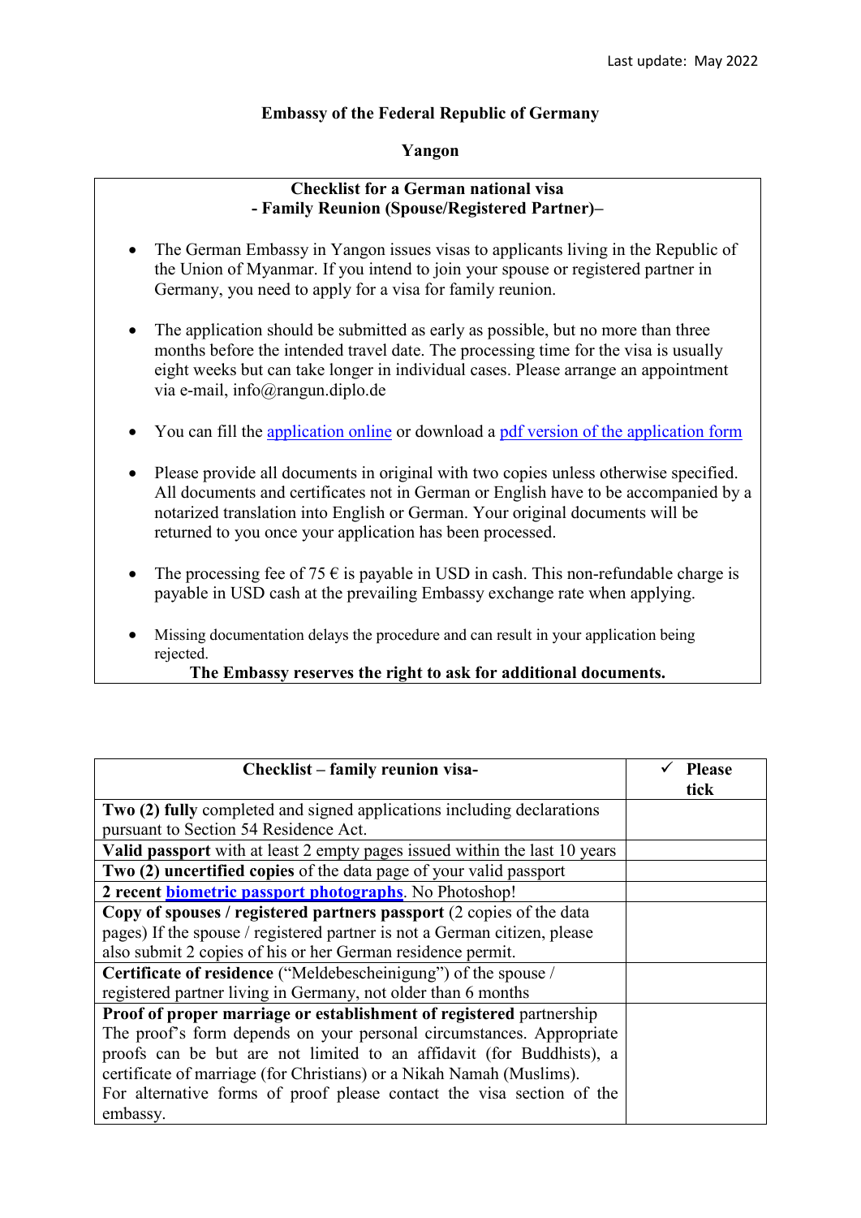Last update: May 2022

**Embassy of the Federal Republic of Germany**

**Yangon**

**Checklist for a German national visa**
**- Family Reunion (Spouse/Registered Partner)–**

- The German Embassy in Yangon issues visas to applicants living in the Republic of the Union of Myanmar. If you intend to join your spouse or registered partner in Germany, you need to apply for a visa for family reunion.
- The application should be submitted as early as possible, but no more than three months before the intended travel date. The processing time for the visa is usually eight weeks but can take longer in individual cases. Please arrange an appointment via e-mail, info@rangun.diplo.de
- You can fill the application online or download a pdf version of the application form
- Please provide all documents in original with two copies unless otherwise specified. All documents and certificates not in German or English have to be accompanied by a notarized translation into English or German. Your original documents will be returned to you once your application has been processed.
- The processing fee of 75 € is payable in USD in cash. This non-refundable charge is payable in USD cash at the prevailing Embassy exchange rate when applying.
- Missing documentation delays the procedure and can result in your application being rejected.

**The Embassy reserves the right to ask for additional documents.**

| Checklist – family reunion visa- | ✓ Please tick |
|---|---|
| **Two (2) fully** completed and signed applications including declarations pursuant to Section 54 Residence Act. | |
| **Valid passport** with at least 2 empty pages issued within the last 10 years | |
| **Two (2) uncertified copies** of the data page of your valid passport | |
| **2 recent biometric passport photographs**. No Photoshop! | |
| **Copy of spouses / registered partners passport** (2 copies of the data pages) If the spouse / registered partner is not a German citizen, please also submit 2 copies of his or her German residence permit. | |
| **Certificate of residence** ("Meldebescheinigung") of the spouse / registered partner living in Germany, not older than 6 months | |
| **Proof of proper marriage or establishment of registered** partnership The proof's form depends on your personal circumstances. Appropriate proofs can be but are not limited to an affidavit (for Buddhists), a certificate of marriage (for Christians) or a Nikah Namah (Muslims). For alternative forms of proof please contact the visa section of the embassy. | |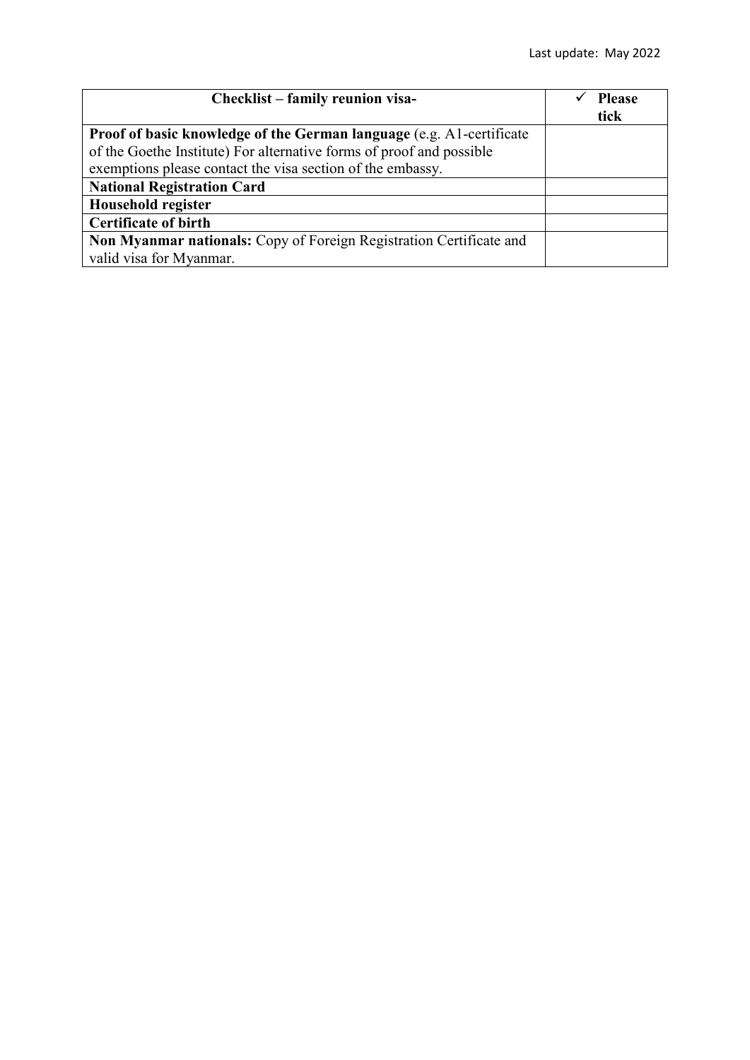Last update: May 2022

| Checklist – family reunion visa- | ✓ Please tick |
|---|---|
| **Proof of basic knowledge of the German language** (e.g. A1-certificate of the Goethe Institute) For alternative forms of proof and possible exemptions please contact the visa section of the embassy. | |
| **National Registration Card** | |
| **Household register** | |
| **Certificate of birth** | |
| **Non Myanmar nationals:** Copy of Foreign Registration Certificate and valid visa for Myanmar. | |